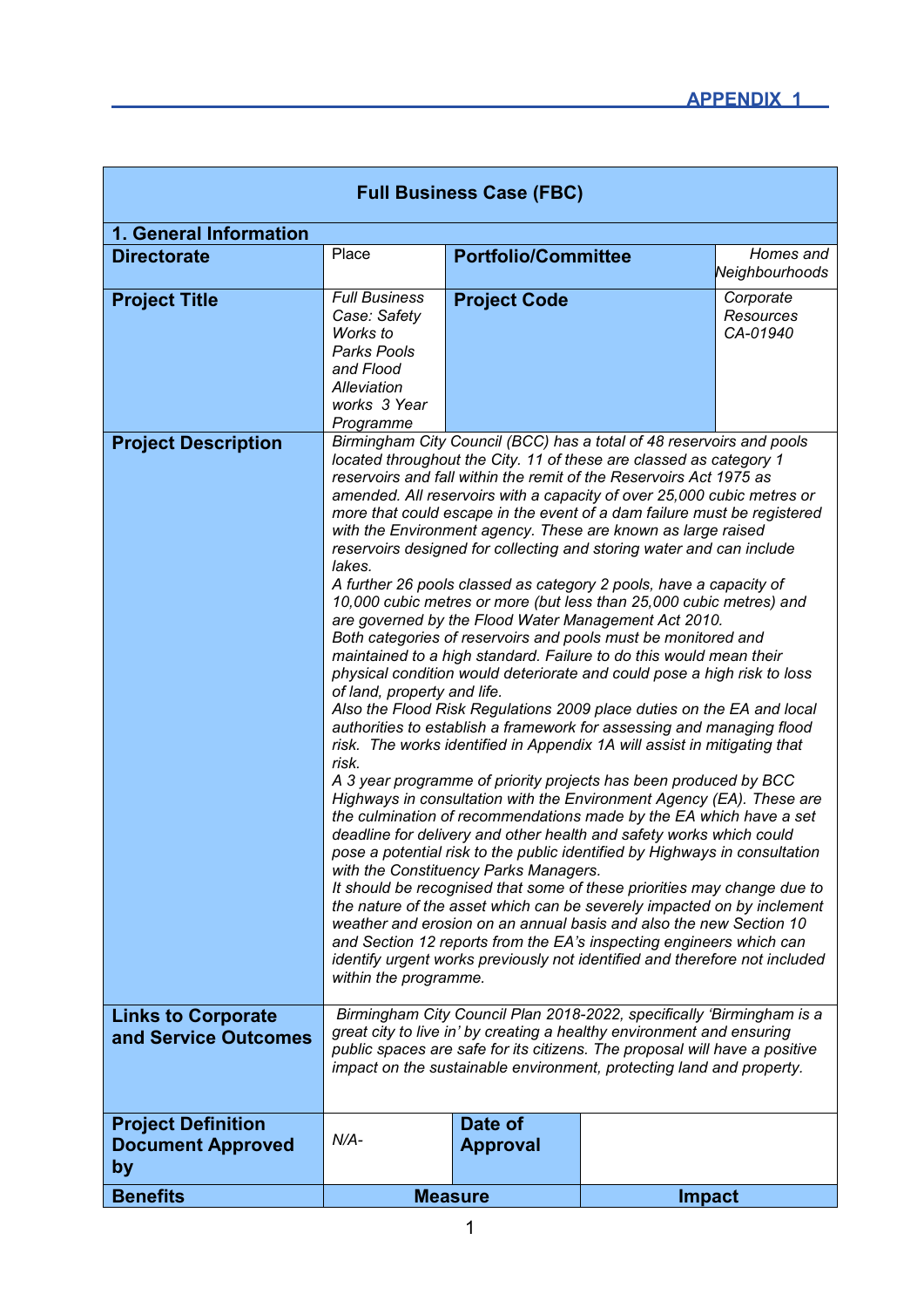**APPENDIX 1**

| **Full Business Case (FBC)** | | | |
|---|---|---|---|
| **1. General Information** | | | |
| **Directorate** | Place | **Portfolio/Committee** | *Homes and Neighbourhoods* |
| **Project Title** | *Full Business Case: Safety Works to Parks Pools and Flood Alleviation works 3 Year Programme* | **Project Code** | *Corporate Resources CA-01940* |
| **Project Description** | *Birmingham City Council (BCC) has a total of 48 reservoirs and pools located throughout the City. 11 of these are classed as category 1 reservoirs and fall within the remit of the Reservoirs Act 1975 as amended. All reservoirs with a capacity of over 25,000 cubic metres or more that could escape in the event of a dam failure must be registered with the Environment agency. These are known as large raised reservoirs designed for collecting and storing water and can include lakes.*<br>*A further 26 pools classed as category 2 pools, have a capacity of 10,000 cubic metres or more (but less than 25,000 cubic metres) and are governed by the Flood Water Management Act 2010.*<br>*Both categories of reservoirs and pools must be monitored and maintained to a high standard. Failure to do this would mean their physical condition would deteriorate and could pose a high risk to loss of land, property and life.*<br>*Also the Flood Risk Regulations 2009 place duties on the EA and local authorities to establish a framework for assessing and managing flood risk. The works identified in Appendix 1A will assist in mitigating that risk.*<br>*A 3 year programme of priority projects has been produced by BCC Highways in consultation with the Environment Agency (EA). These are the culmination of recommendations made by the EA which have a set deadline for delivery and other health and safety works which could pose a potential risk to the public identified by Highways in consultation with the Constituency Parks Managers.*<br>*It should be recognised that some of these priorities may change due to the nature of the asset which can be severely impacted on by inclement weather and erosion on an annual basis and also the new Section 10 and Section 12 reports from the EA's inspecting engineers which can identify urgent works previously not identified and therefore not included within the programme.* | | |
| **Links to Corporate and Service Outcomes** | *Birmingham City Council Plan 2018-2022, specifically 'Birmingham is a great city to live in' by creating a healthy environment and ensuring public spaces are safe for its citizens. The proposal will have a positive impact on the sustainable environment, protecting land and property.* | | |
| **Project Definition Document Approved by** | *N/A-* | **Date of Approval** | |
| **Benefits** | **Measure** | | **Impact** |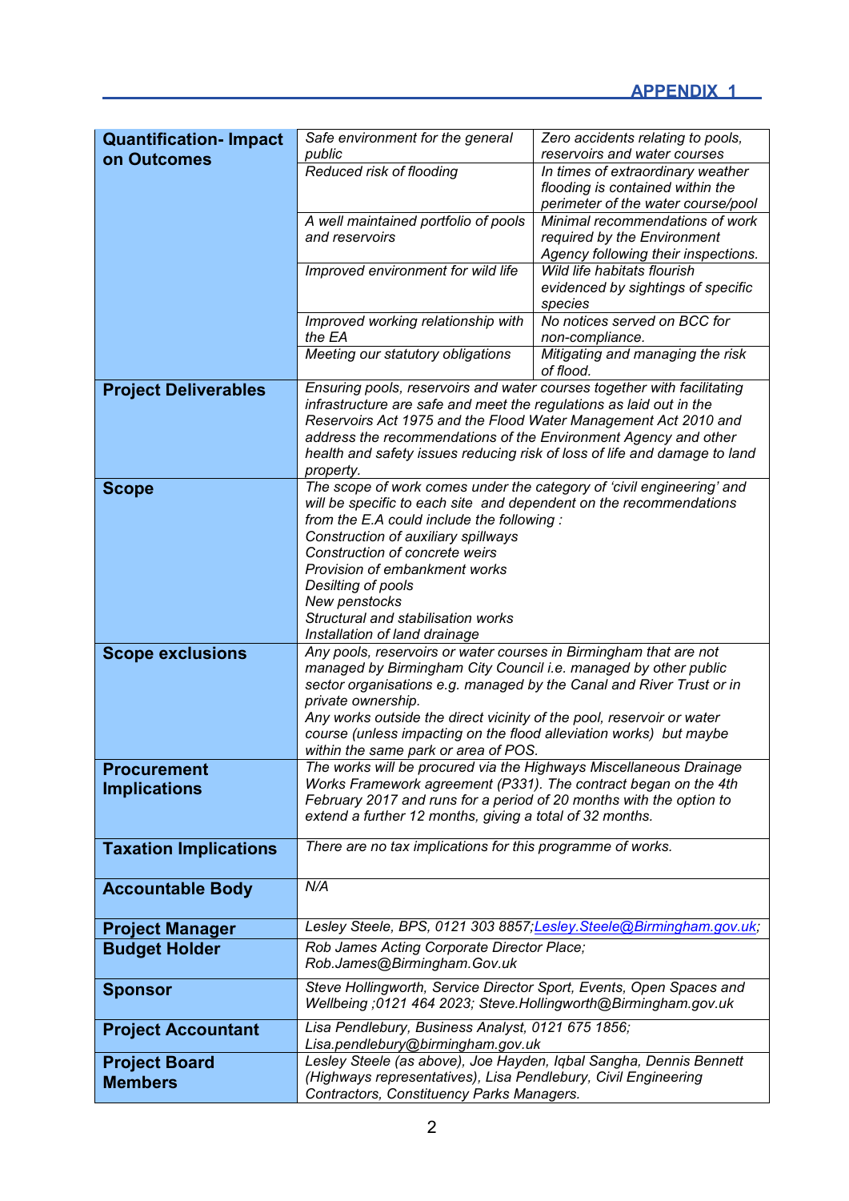APPENDIX 1

| | | |
|---|---|---|
| **Quantification- Impact on Outcomes** | *Safe environment for the general public* | *Zero accidents relating to pools, reservoirs and water courses* |
| | *Reduced risk of flooding* | *In times of extraordinary weather flooding is contained within the perimeter of the water course/pool* |
| | *A well maintained portfolio of pools and reservoirs* | *Minimal recommendations of work required by the Environment Agency following their inspections.* |
| | *Improved environment for wild life* | *Wild life habitats flourish evidenced by sightings of specific species* |
| | *Improved working relationship with the EA* | *No notices served on BCC for non-compliance.* |
| | *Meeting our statutory obligations* | *Mitigating and managing the risk of flood.* |
| **Project Deliverables** | *Ensuring pools, reservoirs and water courses together with facilitating infrastructure are safe and meet the regulations as laid out in the Reservoirs Act 1975 and the Flood Water Management Act 2010 and address the recommendations of the Environment Agency and other health and safety issues reducing risk of loss of life and damage to land property.* | |
| **Scope** | *The scope of work comes under the category of 'civil engineering' and will be specific to each site and dependent on the recommendations from the E.A could include the following :*<br>*Construction of auxiliary spillways*<br>*Construction of concrete weirs*<br>*Provision of embankment works*<br>*Desilting of pools*<br>*New penstocks*<br>*Structural and stabilisation works*<br>*Installation of land drainage* | |
| **Scope exclusions** | *Any pools, reservoirs or water courses in Birmingham that are not managed by Birmingham City Council i.e. managed by other public sector organisations e.g. managed by the Canal and River Trust or in private ownership.*<br>*Any works outside the direct vicinity of the pool, reservoir or water course (unless impacting on the flood alleviation works) but maybe within the same park or area of POS.* | |
| **Procurement Implications** | *The works will be procured via the Highways Miscellaneous Drainage Works Framework agreement (P331). The contract began on the 4th February 2017 and runs for a period of 20 months with the option to extend a further 12 months, giving a total of 32 months.* | |
| **Taxation Implications** | *There are no tax implications for this programme of works.* | |
| **Accountable Body** | *N/A* | |
| **Project Manager** | *Lesley Steele, BPS, 0121 303 8857;Lesley.Steele@Birmingham.gov.uk;* | |
| **Budget Holder** | *Rob James Acting Corporate Director Place; Rob.James@Birmingham.Gov.uk* | |
| **Sponsor** | *Steve Hollingworth, Service Director Sport, Events, Open Spaces and Wellbeing ;0121 464 2023; Steve.Hollingworth@Birmingham.gov.uk* | |
| **Project Accountant** | *Lisa Pendlebury, Business Analyst, 0121 675 1856; Lisa.pendlebury@birmingham.gov.uk* | |
| **Project Board Members** | *Lesley Steele (as above), Joe Hayden, Iqbal Sangha, Dennis Bennett (Highways representatives), Lisa Pendlebury, Civil Engineering Contractors, Constituency Parks Managers.* | |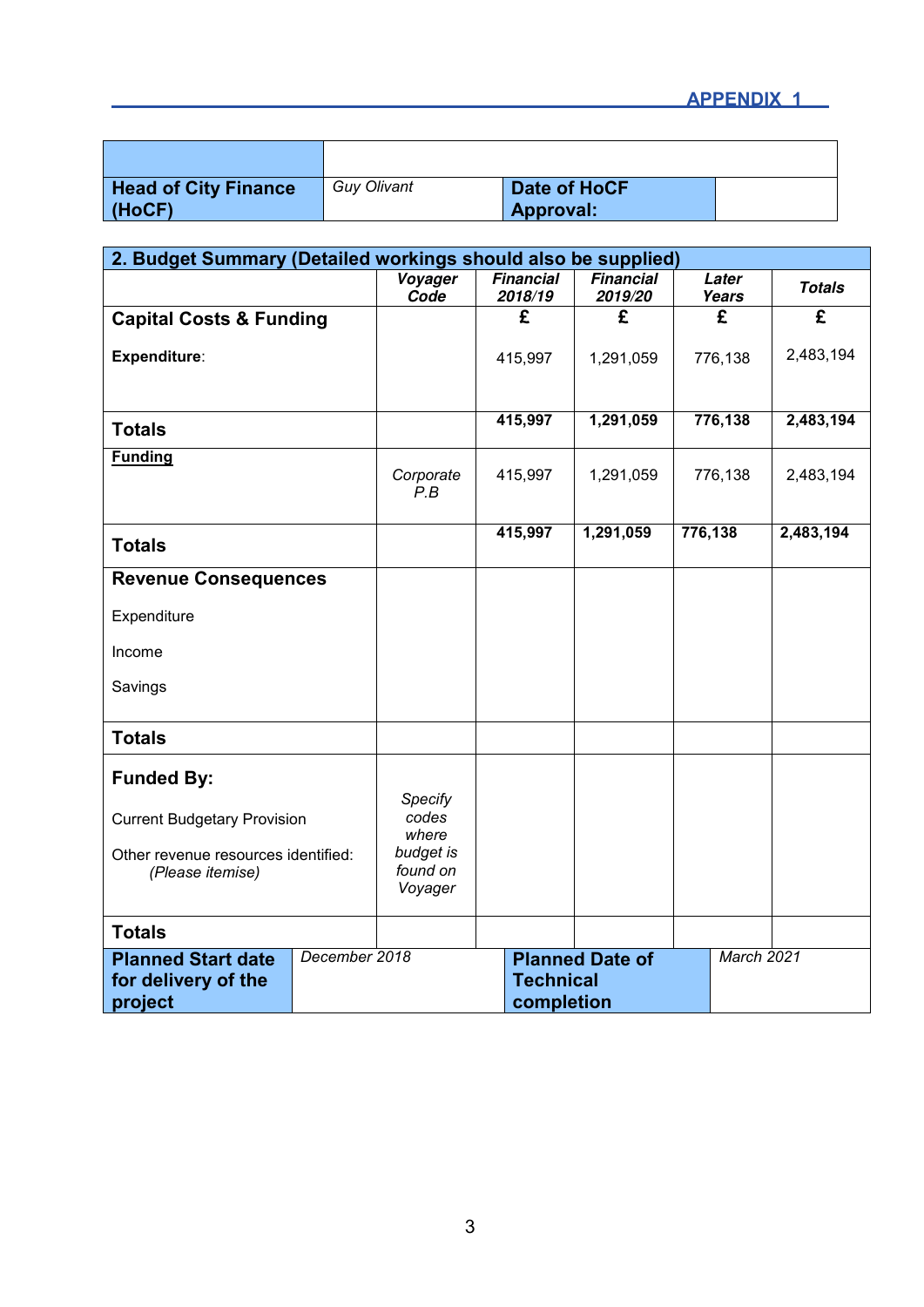**APPENDIX 1**

| | | | |
|---|---|---|---|
| | | | |
| **Head of City Finance (HoCF)** | *Guy Olivant* | **Date of HoCF Approval:** | |

| **2. Budget Summary (Detailed workings should also be supplied)** | | | | | |
|---|---|---|---|---|---|
| | ***Voyager Code*** | ***Financial 2018/19*** | ***Financial 2019/20*** | ***Later Years*** | ***Totals*** |
| **Capital Costs & Funding** | | **£** | **£** | **£** | **£** |
| **Expenditure**: | | 415,997 | 1,291,059 | 776,138 | 2,483,194 |
| **Totals** | | **415,997** | **1,291,059** | **776,138** | **2,483,194** |
| **Funding** | *Corporate P.B* | 415,997 | 1,291,059 | 776,138 | 2,483,194 |
| **Totals** | | **415,997** | **1,291,059** | **776,138** | **2,483,194** |
| **Revenue Consequences** | | | | | |
| Expenditure | | | | | |
| Income | | | | | |
| Savings | | | | | |
| **Totals** | | | | | |
| **Funded By:** | | | | | |
| Current Budgetary Provision | *Specify codes where budget is found on Voyager* | | | | |
| Other revenue resources identified: *(Please itemise)* | | | | | |
| **Totals** | | | | | |

| | | | |
|---|---|---|---|
| **Planned Start date for delivery of the project** | *December 2018* | **Planned Date of Technical completion** | *March 2021* |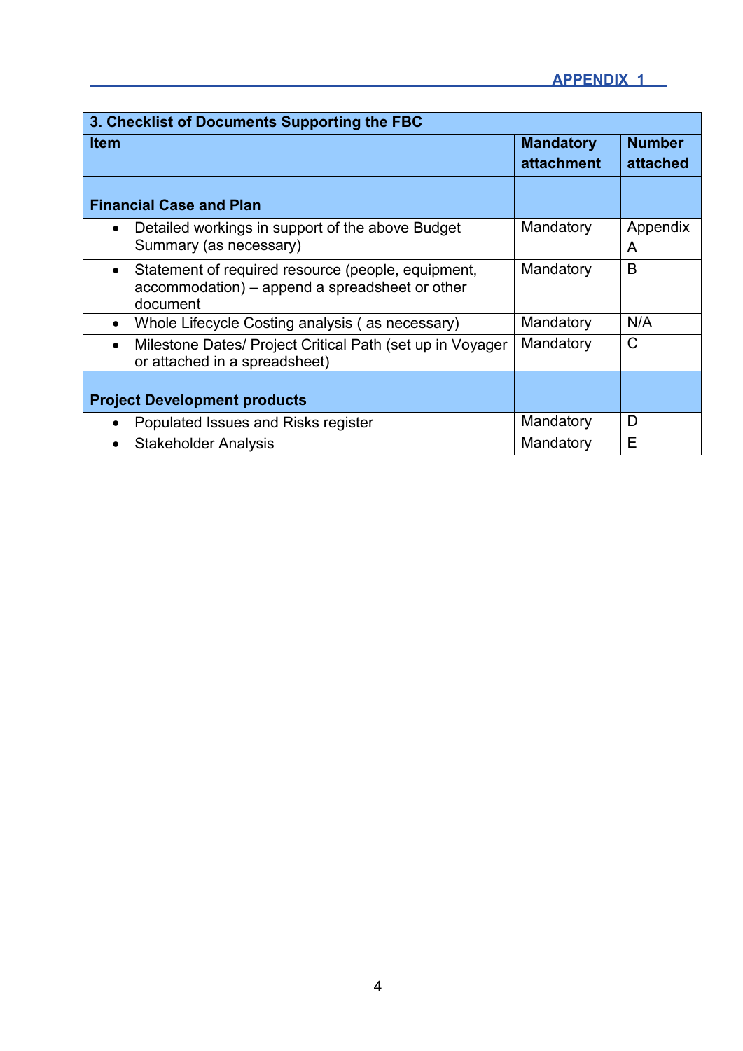APPENDIX 1

| 3. Checklist of Documents Supporting the FBC | | |
|---|---|---|
| **Item** | **Mandatory attachment** | **Number attached** |
| **Financial Case and Plan** | | |
| • Detailed workings in support of the above Budget Summary (as necessary) | Mandatory | Appendix A |
| • Statement of required resource (people, equipment, accommodation) – append a spreadsheet or other document | Mandatory | B |
| • Whole Lifecycle Costing analysis ( as necessary) | Mandatory | N/A |
| • Milestone Dates/ Project Critical Path (set up in Voyager or attached in a spreadsheet) | Mandatory | C |
| **Project Development products** | | |
| • Populated Issues and Risks register | Mandatory | D |
| • Stakeholder Analysis | Mandatory | E |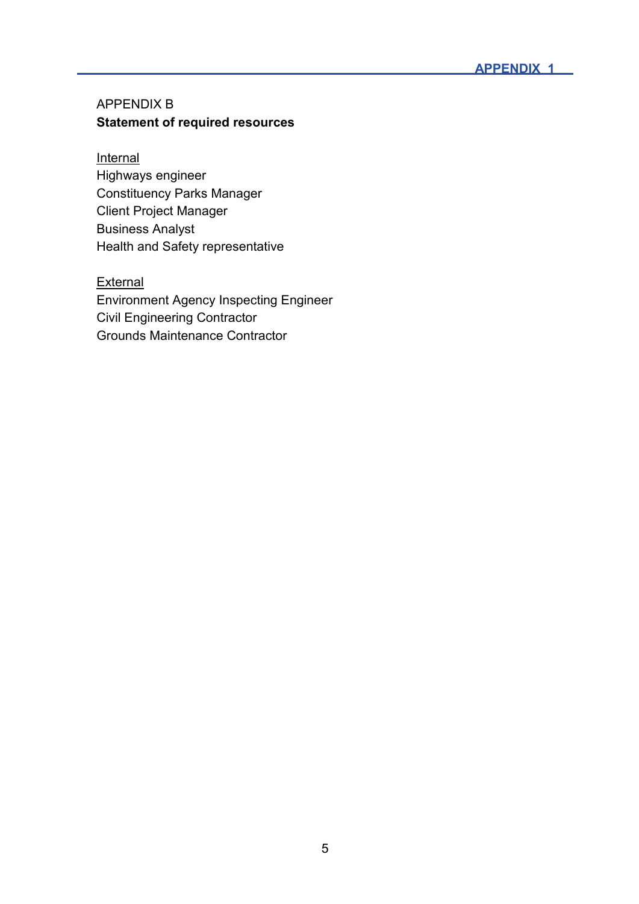APPENDIX B

**Statement of required resources**

Internal

Highways engineer
Constituency Parks Manager
Client Project Manager
Business Analyst
Health and Safety representative

External

Environment Agency Inspecting Engineer
Civil Engineering Contractor
Grounds Maintenance Contractor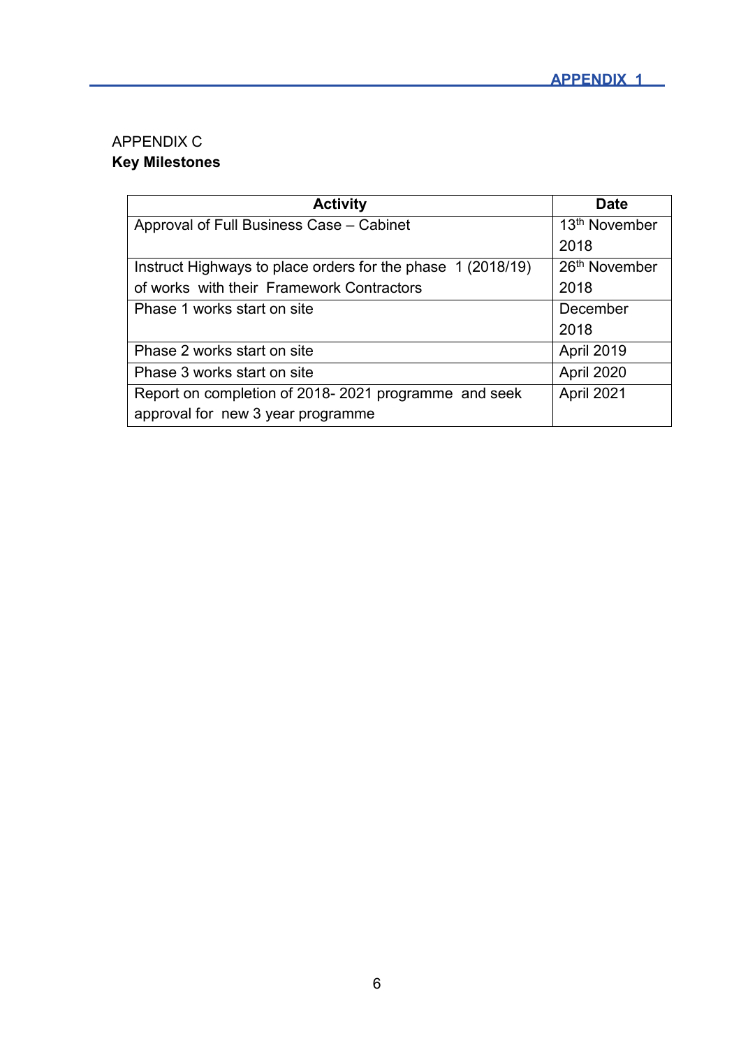APPENDIX C

**Key Milestones**

| Activity | Date |
|---|---|
| Approval of Full Business Case – Cabinet | 13th November 2018 |
| Instruct Highways to place orders for the phase 1 (2018/19) of works with their Framework Contractors | 26th November 2018 |
| Phase 1 works start on site | December 2018 |
| Phase 2 works start on site | April 2019 |
| Phase 3 works start on site | April 2020 |
| Report on completion of 2018- 2021 programme and seek approval for new 3 year programme | April 2021 |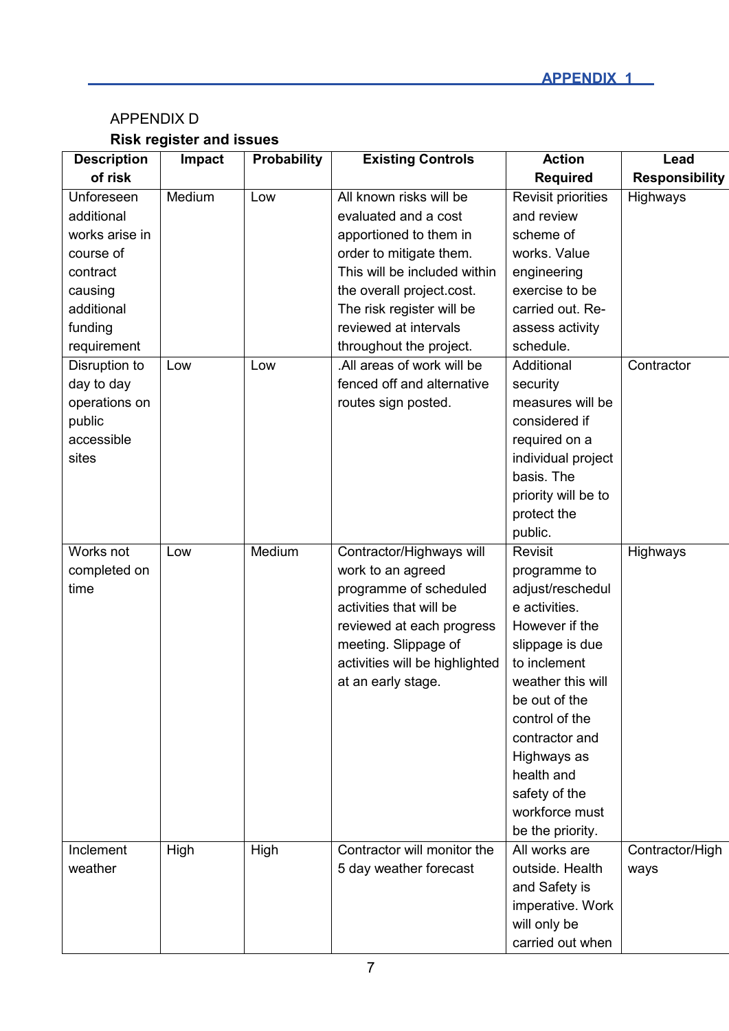APPENDIX 1

APPENDIX D

**Risk register and issues**

| Description of risk | Impact | Probability | Existing Controls | Action Required | Lead Responsibility |
|---|---|---|---|---|---|
| Unforeseen additional works arise in course of contract causing additional funding requirement | Medium | Low | All known risks will be evaluated and a cost apportioned to them in order to mitigate them. This will be included within the overall project.cost. The risk register will be reviewed at intervals throughout the project. | Revisit priorities and review scheme of works. Value engineering exercise to be carried out. Re-assess activity schedule. | Highways |
| Disruption to day to day operations on public accessible sites | Low | Low | .All areas of work will be fenced off and alternative routes sign posted. | Additional security measures will be considered if required on a individual project basis. The priority will be to protect the public. | Contractor |
| Works not completed on time | Low | Medium | Contractor/Highways will work to an agreed programme of scheduled activities that will be reviewed at each progress meeting. Slippage of activities will be highlighted at an early stage. | Revisit programme to adjust/reschedule activities. However if the slippage is due to inclement weather this will be out of the control of the contractor and Highways as health and safety of the workforce must be the priority. | Highways |
| Inclement weather | High | High | Contractor will monitor the 5 day weather forecast | All works are outside. Health and Safety is imperative. Work will only be carried out when | Contractor/Highways |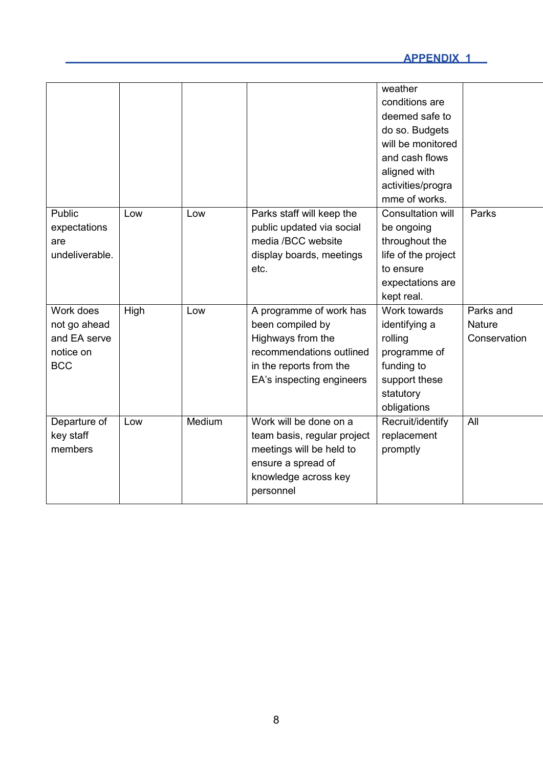APPENDIX 1

| | | | | | |
|---|---|---|---|---|---|
| | | | | weather conditions are deemed safe to do so. Budgets will be monitored and cash flows aligned with activities/programme of works. | |
| Public expectations are undeliverable. | Low | Low | Parks staff will keep the public updated via social media /BCC website display boards, meetings etc. | Consultation will be ongoing throughout the life of the project to ensure expectations are kept real. | Parks |
| Work does not go ahead and EA serve notice on BCC | High | Low | A programme of work has been compiled by Highways from the recommendations outlined in the reports from the EA's inspecting engineers | Work towards identifying a rolling programme of funding to support these statutory obligations | Parks and Nature Conservation |
| Departure of key staff members | Low | Medium | Work will be done on a team basis, regular project meetings will be held to ensure a spread of knowledge across key personnel | Recruit/identify replacement promptly | All |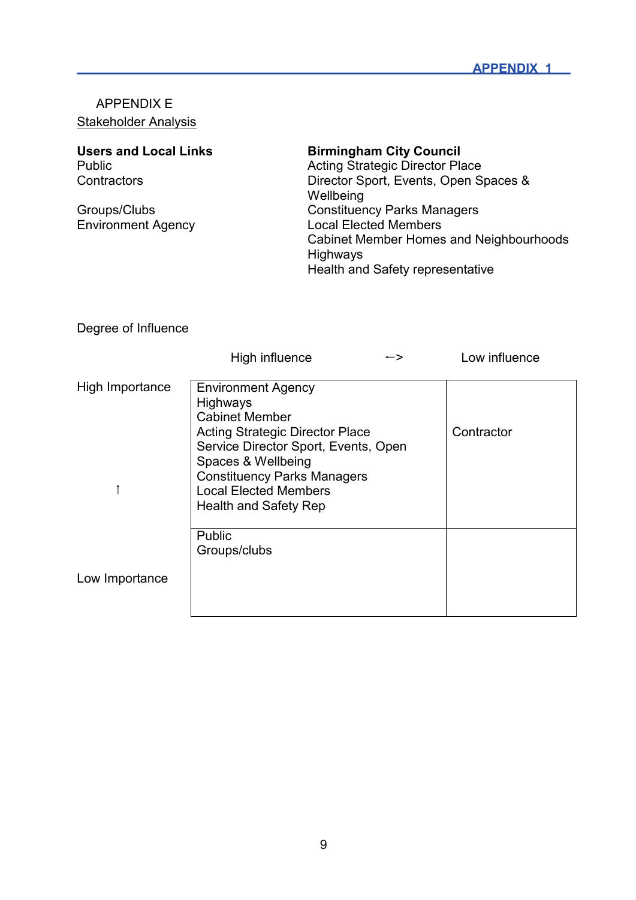APPENDIX 1

APPENDIX E

Stakeholder Analysis

| **Users and Local Links** | **Birmingham City Council** |
|---|---|
| Public<br>Contractors<br><br>Groups/Clubs<br>Environment Agency | Acting Strategic Director Place<br>Director Sport, Events, Open Spaces & Wellbeing<br>Constituency Parks Managers<br>Local Elected Members<br>Cabinet Member Homes and Neighbourhoods<br>Highways<br>Health and Safety representative |

Degree of Influence

| | High influence ←> | Low influence |
|---|---|---|
| High Importance<br>↑ | Environment Agency<br>Highways<br>Cabinet Member<br>Acting Strategic Director Place<br>Service Director Sport, Events, Open Spaces & Wellbeing<br>Constituency Parks Managers<br>Local Elected Members<br>Health and Safety Rep | Contractor |
| Low Importance | Public<br>Groups/clubs | |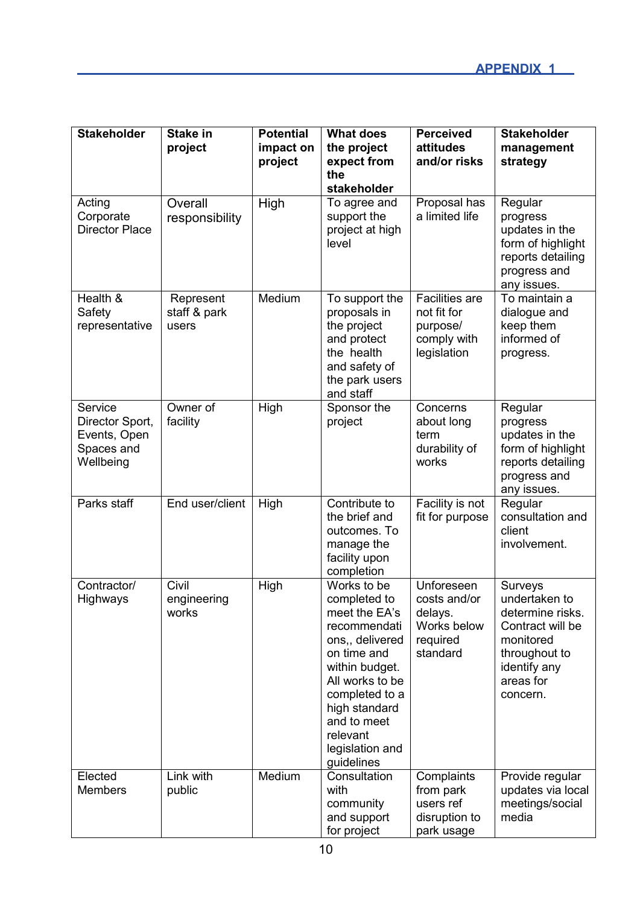APPENDIX 1

| Stakeholder | Stake in project | Potential impact on project | What does the project expect from the stakeholder | Perceived attitudes and/or risks | Stakeholder management strategy |
|---|---|---|---|---|---|
| Acting Corporate Director Place | Overall responsibility | High | To agree and support the project at high level | Proposal has a limited life | Regular progress updates in the form of highlight reports detailing progress and any issues. |
| Health & Safety representative | Represent staff & park users | Medium | To support the proposals in the project and protect the health and safety of the park users and staff | Facilities are not fit for purpose/ comply with legislation | To maintain a dialogue and keep them informed of progress. |
| Service Director Sport, Events, Open Spaces and Wellbeing | Owner of facility | High | Sponsor the project | Concerns about long term durability of works | Regular progress updates in the form of highlight reports detailing progress and any issues. |
| Parks staff | End user/client | High | Contribute to the brief and outcomes. To manage the facility upon completion | Facility is not fit for purpose | Regular consultation and client involvement. |
| Contractor/ Highways | Civil engineering works | High | Works to be completed to meet the EA's recommendations,, delivered on time and within budget. All works to be completed to a high standard and to meet relevant legislation and guidelines | Unforeseen costs and/or delays. Works below required standard | Surveys undertaken to determine risks. Contract will be monitored throughout to identify any areas for concern. |
| Elected Members | Link with public | Medium | Consultation with community and support for project | Complaints from park users ref disruption to park usage | Provide regular updates via local meetings/social media |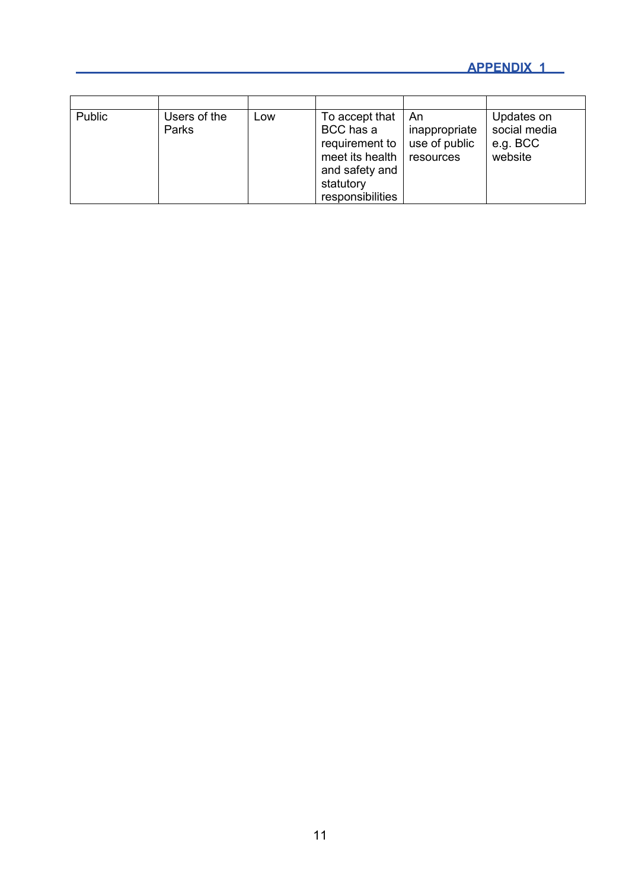**APPENDIX 1**

| | | | | | |
|---|---|---|---|---|---|
| Public | Users of the Parks | Low | To accept that BCC has a requirement to meet its health and safety and statutory responsibilities | An inappropriate use of public resources | Updates on social media e.g. BCC website |